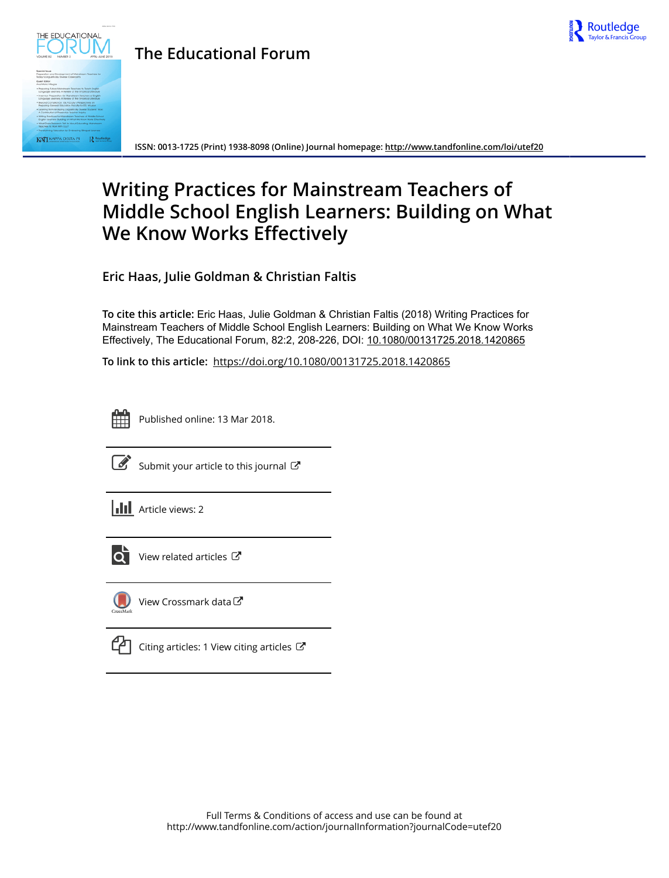# The Educational Forum

ISSN: 0013-1725 (Print) 1938-8098 (Online) Journal homepage: http://www.tandfonline.com/loi/utef20

# Writing Practices for Mainstream Teachers of Middle School English Learners: Building on What We Know Works Effectively

**Eric Haas, Julie Goldman & Christian Faltis**

**To cite this article:** Eric Haas, Julie Goldman & Christian Faltis (2018) Writing Practices for Mainstream Teachers of Middle School English Learners: Building on What We Know Works Effectively, The Educational Forum, 82:2, 208-226, DOI: 10.1080/00131725.2018.1420865

**To link to this article:** https://doi.org/10.1080/00131725.2018.1420865

Published online: 13 Mar 2018.

Submit your article to this journal

Article views: 2

View related articles

View Crossmark data

Citing articles: 1 View citing articles

Full Terms & Conditions of access and use can be found at
http://www.tandfonline.com/action/journalInformation?journalCode=utef20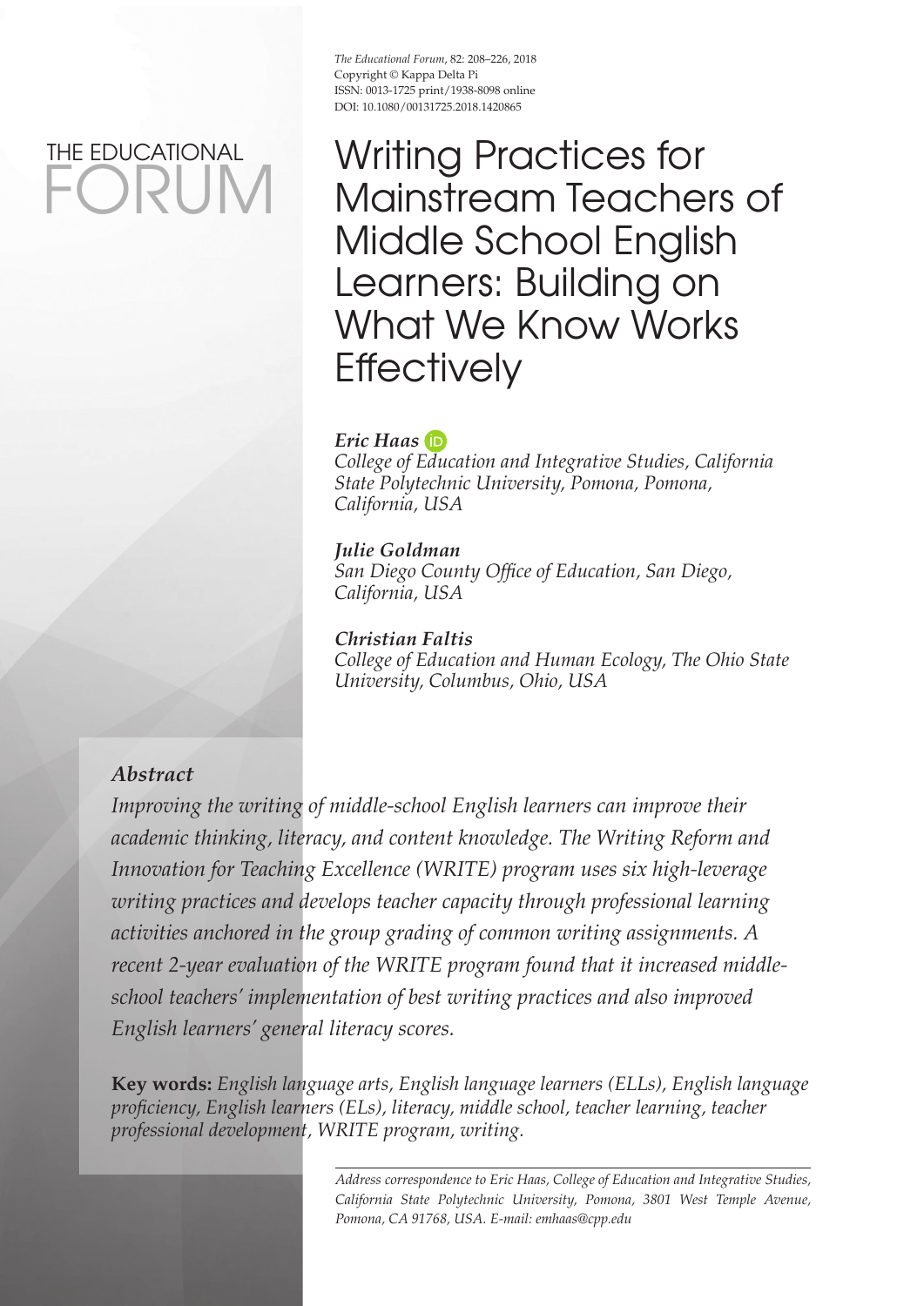*The Educational Forum*, 82: 208–226, 2018
Copyright © Kappa Delta Pi
ISSN: 0013-1725 print/1938-8098 online
DOI: 10.1080/00131725.2018.1420865

THE EDUCATIONAL FORUM

# Writing Practices for Mainstream Teachers of Middle School English Learners: Building on What We Know Works Effectively

***Eric Haas***
*College of Education and Integrative Studies, California State Polytechnic University, Pomona, Pomona, California, USA*

***Julie Goldman***
*San Diego County Office of Education, San Diego, California, USA*

***Christian Faltis***
*College of Education and Human Ecology, The Ohio State University, Columbus, Ohio, USA*

## *Abstract*

*Improving the writing of middle-school English learners can improve their academic thinking, literacy, and content knowledge. The Writing Reform and Innovation for Teaching Excellence (WRITE) program uses six high-leverage writing practices and develops teacher capacity through professional learning activities anchored in the group grading of common writing assignments. A recent 2-year evaluation of the WRITE program found that it increased middle-school teachers' implementation of best writing practices and also improved English learners' general literacy scores.*

**Key words:** *English language arts, English language learners (ELLs), English language proficiency, English learners (ELs), literacy, middle school, teacher learning, teacher professional development, WRITE program, writing.*

*Address correspondence to Eric Haas, College of Education and Integrative Studies, California State Polytechnic University, Pomona, 3801 West Temple Avenue, Pomona, CA 91768, USA. E-mail: emhaas@cpp.edu*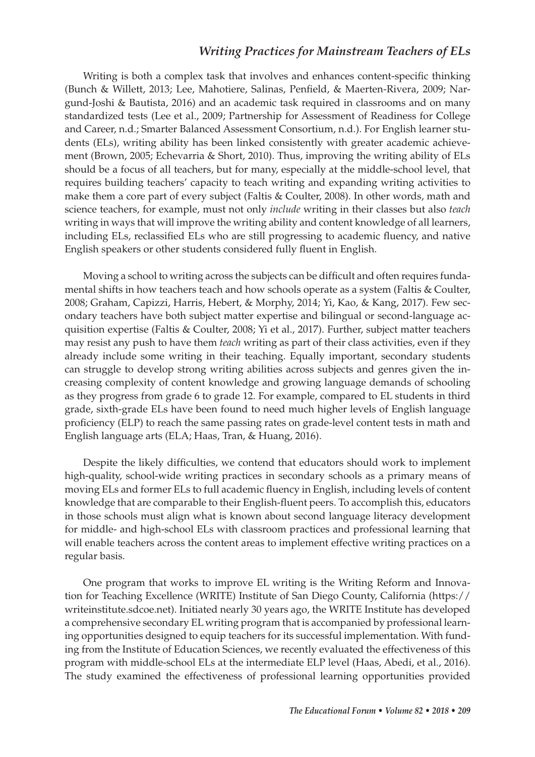Writing is both a complex task that involves and enhances content-specific thinking (Bunch & Willett, 2013; Lee, Mahotiere, Salinas, Penfield, & Maerten-Rivera, 2009; Nargund-Joshi & Bautista, 2016) and an academic task required in classrooms and on many standardized tests (Lee et al., 2009; Partnership for Assessment of Readiness for College and Career, n.d.; Smarter Balanced Assessment Consortium, n.d.). For English learner students (ELs), writing ability has been linked consistently with greater academic achievement (Brown, 2005; Echevarria & Short, 2010). Thus, improving the writing ability of ELs should be a focus of all teachers, but for many, especially at the middle-school level, that requires building teachers' capacity to teach writing and expanding writing activities to make them a core part of every subject (Faltis & Coulter, 2008). In other words, math and science teachers, for example, must not only *include* writing in their classes but also *teach* writing in ways that will improve the writing ability and content knowledge of all learners, including ELs, reclassified ELs who are still progressing to academic fluency, and native English speakers or other students considered fully fluent in English.

Moving a school to writing across the subjects can be difficult and often requires fundamental shifts in how teachers teach and how schools operate as a system (Faltis & Coulter, 2008; Graham, Capizzi, Harris, Hebert, & Morphy, 2014; Yi, Kao, & Kang, 2017). Few secondary teachers have both subject matter expertise and bilingual or second-language acquisition expertise (Faltis & Coulter, 2008; Yi et al., 2017). Further, subject matter teachers may resist any push to have them *teach* writing as part of their class activities, even if they already include some writing in their teaching. Equally important, secondary students can struggle to develop strong writing abilities across subjects and genres given the increasing complexity of content knowledge and growing language demands of schooling as they progress from grade 6 to grade 12. For example, compared to EL students in third grade, sixth-grade ELs have been found to need much higher levels of English language proficiency (ELP) to reach the same passing rates on grade-level content tests in math and English language arts (ELA; Haas, Tran, & Huang, 2016).

Despite the likely difficulties, we contend that educators should work to implement high-quality, school-wide writing practices in secondary schools as a primary means of moving ELs and former ELs to full academic fluency in English, including levels of content knowledge that are comparable to their English-fluent peers. To accomplish this, educators in those schools must align what is known about second language literacy development for middle- and high-school ELs with classroom practices and professional learning that will enable teachers across the content areas to implement effective writing practices on a regular basis.

One program that works to improve EL writing is the Writing Reform and Innovation for Teaching Excellence (WRITE) Institute of San Diego County, California (https://writeinstitute.sdcoe.net). Initiated nearly 30 years ago, the WRITE Institute has developed a comprehensive secondary EL writing program that is accompanied by professional learning opportunities designed to equip teachers for its successful implementation. With funding from the Institute of Education Sciences, we recently evaluated the effectiveness of this program with middle-school ELs at the intermediate ELP level (Haas, Abedi, et al., 2016). The study examined the effectiveness of professional learning opportunities provided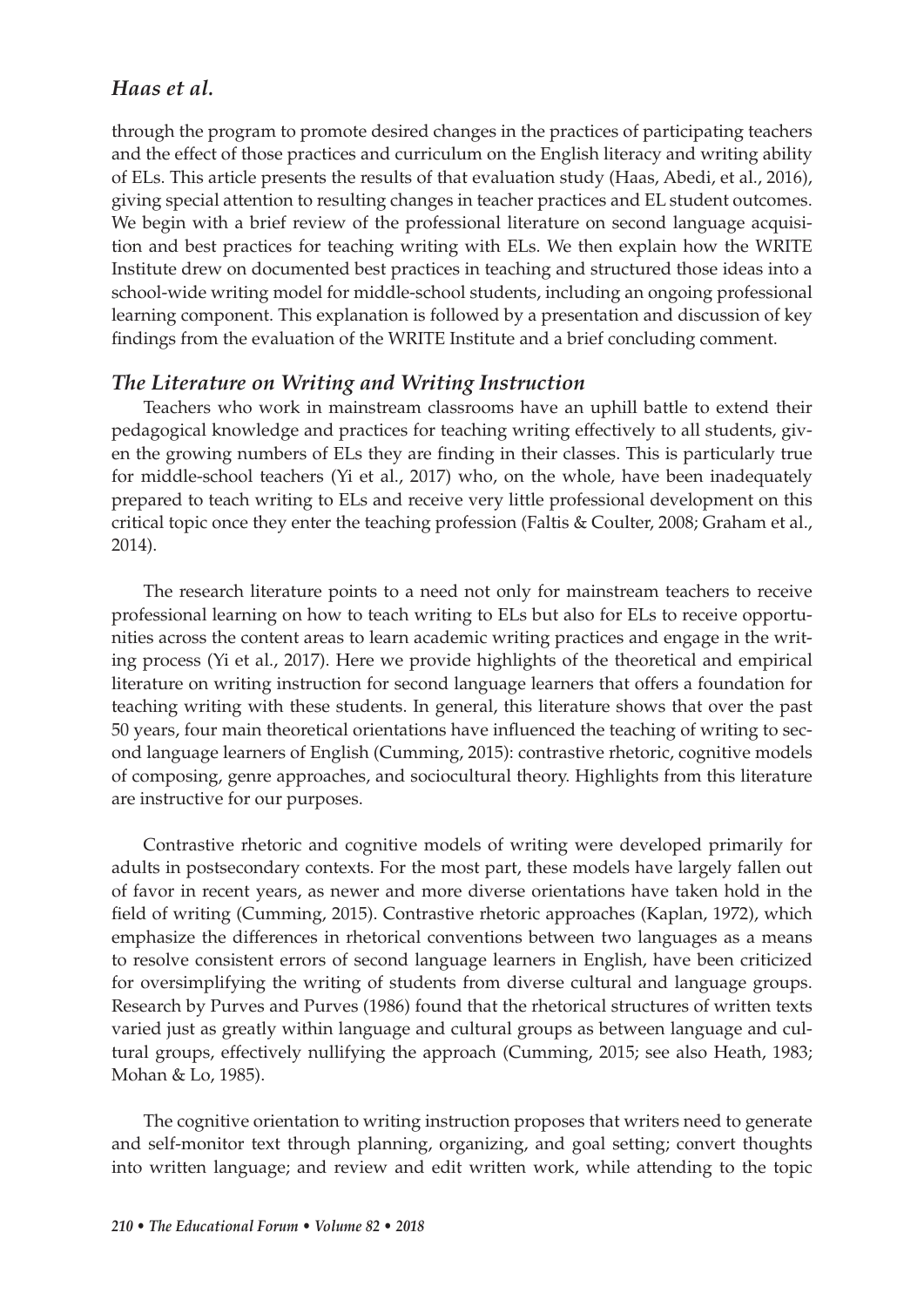through the program to promote desired changes in the practices of participating teachers and the effect of those practices and curriculum on the English literacy and writing ability of ELs. This article presents the results of that evaluation study (Haas, Abedi, et al., 2016), giving special attention to resulting changes in teacher practices and EL student outcomes. We begin with a brief review of the professional literature on second language acquisition and best practices for teaching writing with ELs. We then explain how the WRITE Institute drew on documented best practices in teaching and structured those ideas into a school-wide writing model for middle-school students, including an ongoing professional learning component. This explanation is followed by a presentation and discussion of key findings from the evaluation of the WRITE Institute and a brief concluding comment.

## *The Literature on Writing and Writing Instruction*

Teachers who work in mainstream classrooms have an uphill battle to extend their pedagogical knowledge and practices for teaching writing effectively to all students, given the growing numbers of ELs they are finding in their classes. This is particularly true for middle-school teachers (Yi et al., 2017) who, on the whole, have been inadequately prepared to teach writing to ELs and receive very little professional development on this critical topic once they enter the teaching profession (Faltis & Coulter, 2008; Graham et al., 2014).

The research literature points to a need not only for mainstream teachers to receive professional learning on how to teach writing to ELs but also for ELs to receive opportunities across the content areas to learn academic writing practices and engage in the writing process (Yi et al., 2017). Here we provide highlights of the theoretical and empirical literature on writing instruction for second language learners that offers a foundation for teaching writing with these students. In general, this literature shows that over the past 50 years, four main theoretical orientations have influenced the teaching of writing to second language learners of English (Cumming, 2015): contrastive rhetoric, cognitive models of composing, genre approaches, and sociocultural theory. Highlights from this literature are instructive for our purposes.

Contrastive rhetoric and cognitive models of writing were developed primarily for adults in postsecondary contexts. For the most part, these models have largely fallen out of favor in recent years, as newer and more diverse orientations have taken hold in the field of writing (Cumming, 2015). Contrastive rhetoric approaches (Kaplan, 1972), which emphasize the differences in rhetorical conventions between two languages as a means to resolve consistent errors of second language learners in English, have been criticized for oversimplifying the writing of students from diverse cultural and language groups. Research by Purves and Purves (1986) found that the rhetorical structures of written texts varied just as greatly within language and cultural groups as between language and cultural groups, effectively nullifying the approach (Cumming, 2015; see also Heath, 1983; Mohan & Lo, 1985).

The cognitive orientation to writing instruction proposes that writers need to generate and self-monitor text through planning, organizing, and goal setting; convert thoughts into written language; and review and edit written work, while attending to the topic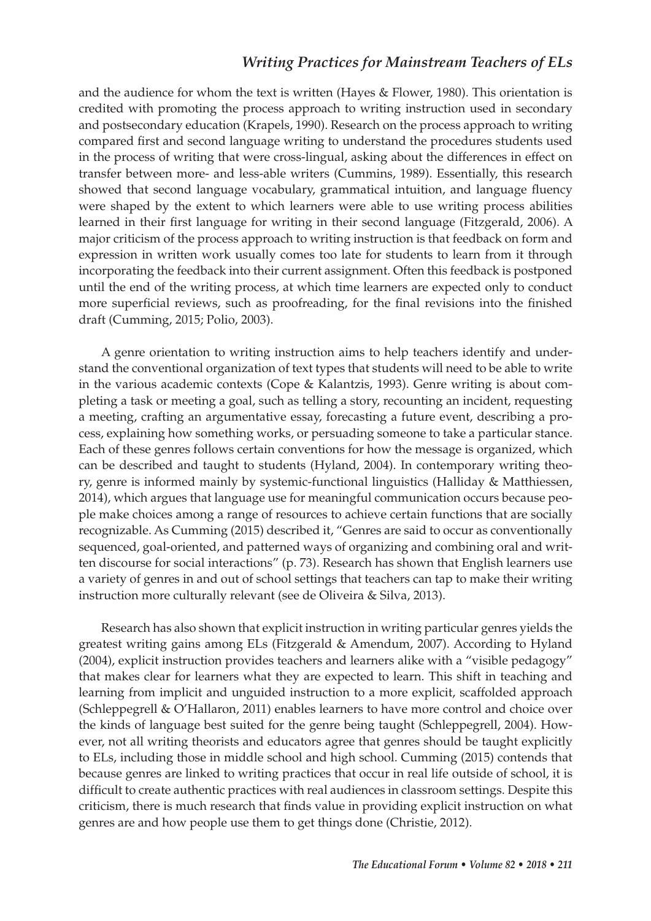and the audience for whom the text is written (Hayes & Flower, 1980). This orientation is credited with promoting the process approach to writing instruction used in secondary and postsecondary education (Krapels, 1990). Research on the process approach to writing compared first and second language writing to understand the procedures students used in the process of writing that were cross-lingual, asking about the differences in effect on transfer between more- and less-able writers (Cummins, 1989). Essentially, this research showed that second language vocabulary, grammatical intuition, and language fluency were shaped by the extent to which learners were able to use writing process abilities learned in their first language for writing in their second language (Fitzgerald, 2006). A major criticism of the process approach to writing instruction is that feedback on form and expression in written work usually comes too late for students to learn from it through incorporating the feedback into their current assignment. Often this feedback is postponed until the end of the writing process, at which time learners are expected only to conduct more superficial reviews, such as proofreading, for the final revisions into the finished draft (Cumming, 2015; Polio, 2003).

A genre orientation to writing instruction aims to help teachers identify and understand the conventional organization of text types that students will need to be able to write in the various academic contexts (Cope & Kalantzis, 1993). Genre writing is about completing a task or meeting a goal, such as telling a story, recounting an incident, requesting a meeting, crafting an argumentative essay, forecasting a future event, describing a process, explaining how something works, or persuading someone to take a particular stance. Each of these genres follows certain conventions for how the message is organized, which can be described and taught to students (Hyland, 2004). In contemporary writing theory, genre is informed mainly by systemic-functional linguistics (Halliday & Matthiessen, 2014), which argues that language use for meaningful communication occurs because people make choices among a range of resources to achieve certain functions that are socially recognizable. As Cumming (2015) described it, "Genres are said to occur as conventionally sequenced, goal-oriented, and patterned ways of organizing and combining oral and written discourse for social interactions" (p. 73). Research has shown that English learners use a variety of genres in and out of school settings that teachers can tap to make their writing instruction more culturally relevant (see de Oliveira & Silva, 2013).

Research has also shown that explicit instruction in writing particular genres yields the greatest writing gains among ELs (Fitzgerald & Amendum, 2007). According to Hyland (2004), explicit instruction provides teachers and learners alike with a "visible pedagogy" that makes clear for learners what they are expected to learn. This shift in teaching and learning from implicit and unguided instruction to a more explicit, scaffolded approach (Schleppegrell & O'Hallaron, 2011) enables learners to have more control and choice over the kinds of language best suited for the genre being taught (Schleppegrell, 2004). However, not all writing theorists and educators agree that genres should be taught explicitly to ELs, including those in middle school and high school. Cumming (2015) contends that because genres are linked to writing practices that occur in real life outside of school, it is difficult to create authentic practices with real audiences in classroom settings. Despite this criticism, there is much research that finds value in providing explicit instruction on what genres are and how people use them to get things done (Christie, 2012).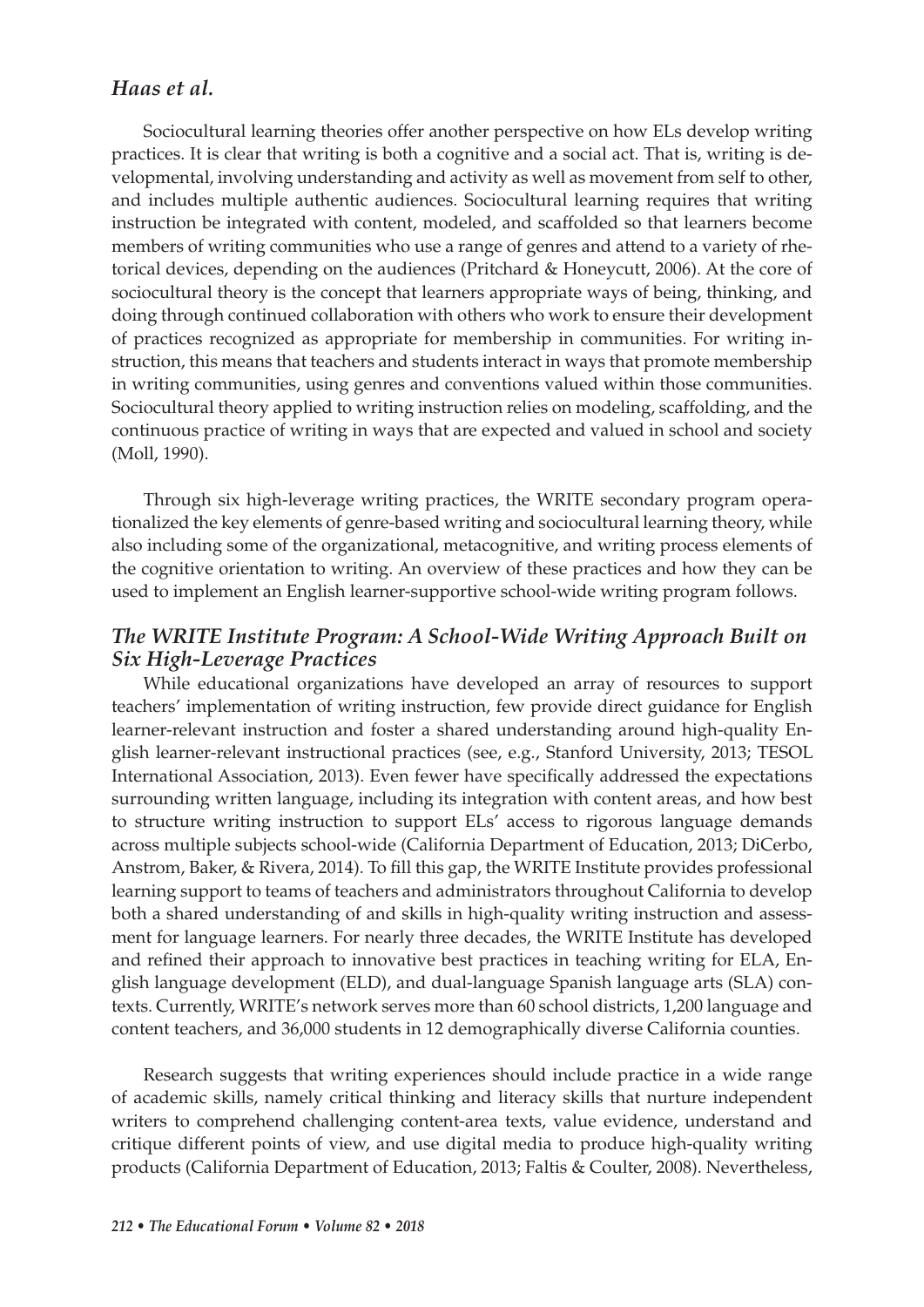Sociocultural learning theories offer another perspective on how ELs develop writing practices. It is clear that writing is both a cognitive and a social act. That is, writing is developmental, involving understanding and activity as well as movement from self to other, and includes multiple authentic audiences. Sociocultural learning requires that writing instruction be integrated with content, modeled, and scaffolded so that learners become members of writing communities who use a range of genres and attend to a variety of rhetorical devices, depending on the audiences (Pritchard & Honeycutt, 2006). At the core of sociocultural theory is the concept that learners appropriate ways of being, thinking, and doing through continued collaboration with others who work to ensure their development of practices recognized as appropriate for membership in communities. For writing instruction, this means that teachers and students interact in ways that promote membership in writing communities, using genres and conventions valued within those communities. Sociocultural theory applied to writing instruction relies on modeling, scaffolding, and the continuous practice of writing in ways that are expected and valued in school and society (Moll, 1990).

Through six high-leverage writing practices, the WRITE secondary program operationalized the key elements of genre-based writing and sociocultural learning theory, while also including some of the organizational, metacognitive, and writing process elements of the cognitive orientation to writing. An overview of these practices and how they can be used to implement an English learner-supportive school-wide writing program follows.

### *The WRITE Institute Program: A School-Wide Writing Approach Built on Six High-Leverage Practices*

While educational organizations have developed an array of resources to support teachers' implementation of writing instruction, few provide direct guidance for English learner-relevant instruction and foster a shared understanding around high-quality English learner-relevant instructional practices (see, e.g., Stanford University, 2013; TESOL International Association, 2013). Even fewer have specifically addressed the expectations surrounding written language, including its integration with content areas, and how best to structure writing instruction to support ELs' access to rigorous language demands across multiple subjects school-wide (California Department of Education, 2013; DiCerbo, Anstrom, Baker, & Rivera, 2014). To fill this gap, the WRITE Institute provides professional learning support to teams of teachers and administrators throughout California to develop both a shared understanding of and skills in high-quality writing instruction and assessment for language learners. For nearly three decades, the WRITE Institute has developed and refined their approach to innovative best practices in teaching writing for ELA, English language development (ELD), and dual-language Spanish language arts (SLA) contexts. Currently, WRITE's network serves more than 60 school districts, 1,200 language and content teachers, and 36,000 students in 12 demographically diverse California counties.

Research suggests that writing experiences should include practice in a wide range of academic skills, namely critical thinking and literacy skills that nurture independent writers to comprehend challenging content-area texts, value evidence, understand and critique different points of view, and use digital media to produce high-quality writing products (California Department of Education, 2013; Faltis & Coulter, 2008). Nevertheless,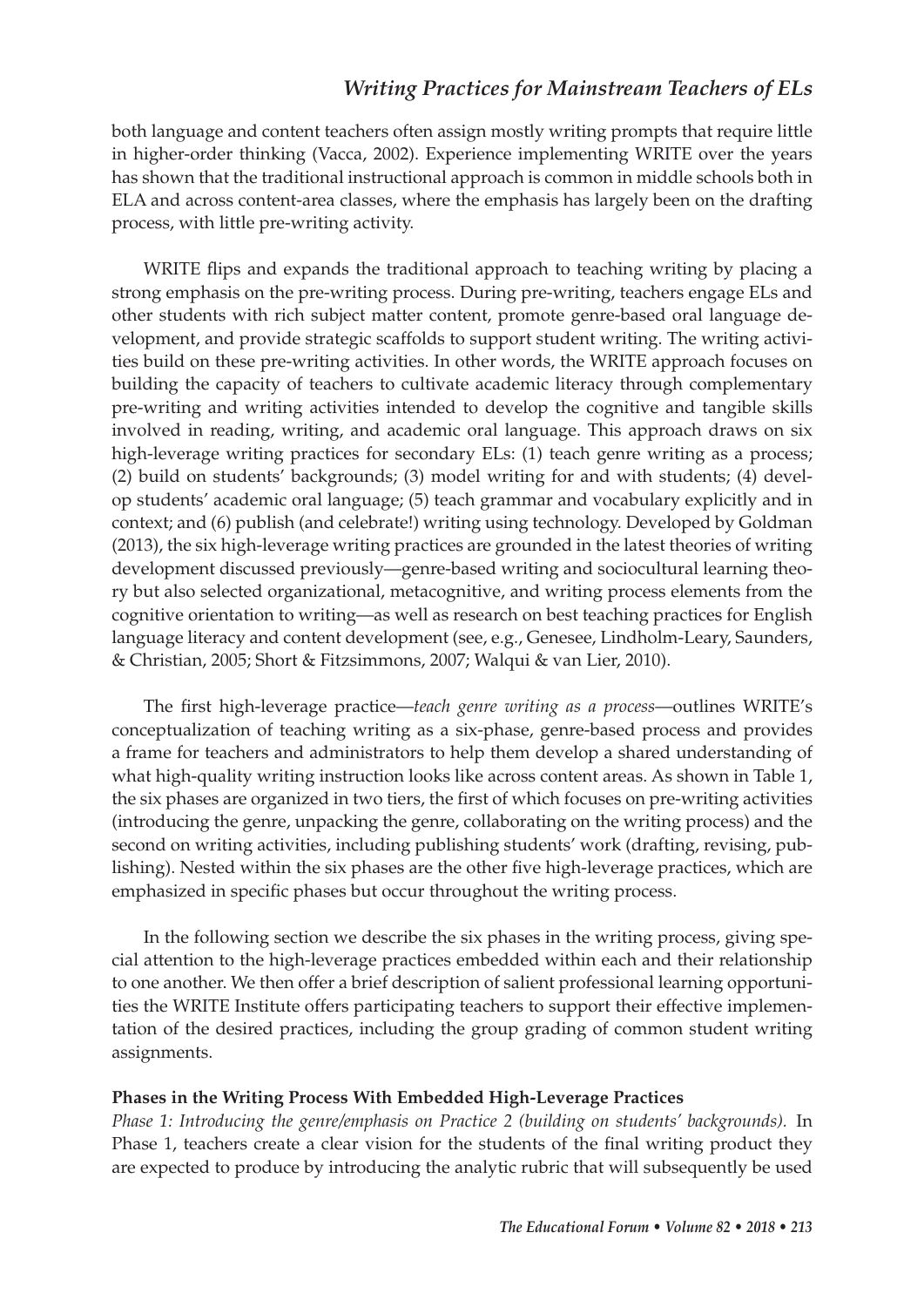both language and content teachers often assign mostly writing prompts that require little in higher-order thinking (Vacca, 2002). Experience implementing WRITE over the years has shown that the traditional instructional approach is common in middle schools both in ELA and across content-area classes, where the emphasis has largely been on the drafting process, with little pre-writing activity.

WRITE flips and expands the traditional approach to teaching writing by placing a strong emphasis on the pre-writing process. During pre-writing, teachers engage ELs and other students with rich subject matter content, promote genre-based oral language development, and provide strategic scaffolds to support student writing. The writing activities build on these pre-writing activities. In other words, the WRITE approach focuses on building the capacity of teachers to cultivate academic literacy through complementary pre-writing and writing activities intended to develop the cognitive and tangible skills involved in reading, writing, and academic oral language. This approach draws on six high-leverage writing practices for secondary ELs: (1) teach genre writing as a process; (2) build on students' backgrounds; (3) model writing for and with students; (4) develop students' academic oral language; (5) teach grammar and vocabulary explicitly and in context; and (6) publish (and celebrate!) writing using technology. Developed by Goldman (2013), the six high-leverage writing practices are grounded in the latest theories of writing development discussed previously—genre-based writing and sociocultural learning theory but also selected organizational, metacognitive, and writing process elements from the cognitive orientation to writing—as well as research on best teaching practices for English language literacy and content development (see, e.g., Genesee, Lindholm-Leary, Saunders, & Christian, 2005; Short & Fitzsimmons, 2007; Walqui & van Lier, 2010).

The first high-leverage practice—*teach genre writing as a process*—outlines WRITE's conceptualization of teaching writing as a six-phase, genre-based process and provides a frame for teachers and administrators to help them develop a shared understanding of what high-quality writing instruction looks like across content areas. As shown in Table 1, the six phases are organized in two tiers, the first of which focuses on pre-writing activities (introducing the genre, unpacking the genre, collaborating on the writing process) and the second on writing activities, including publishing students' work (drafting, revising, publishing). Nested within the six phases are the other five high-leverage practices, which are emphasized in specific phases but occur throughout the writing process.

In the following section we describe the six phases in the writing process, giving special attention to the high-leverage practices embedded within each and their relationship to one another. We then offer a brief description of salient professional learning opportunities the WRITE Institute offers participating teachers to support their effective implementation of the desired practices, including the group grading of common student writing assignments.

**Phases in the Writing Process With Embedded High-Leverage Practices**

*Phase 1: Introducing the genre/emphasis on Practice 2 (building on students' backgrounds).* In Phase 1, teachers create a clear vision for the students of the final writing product they are expected to produce by introducing the analytic rubric that will subsequently be used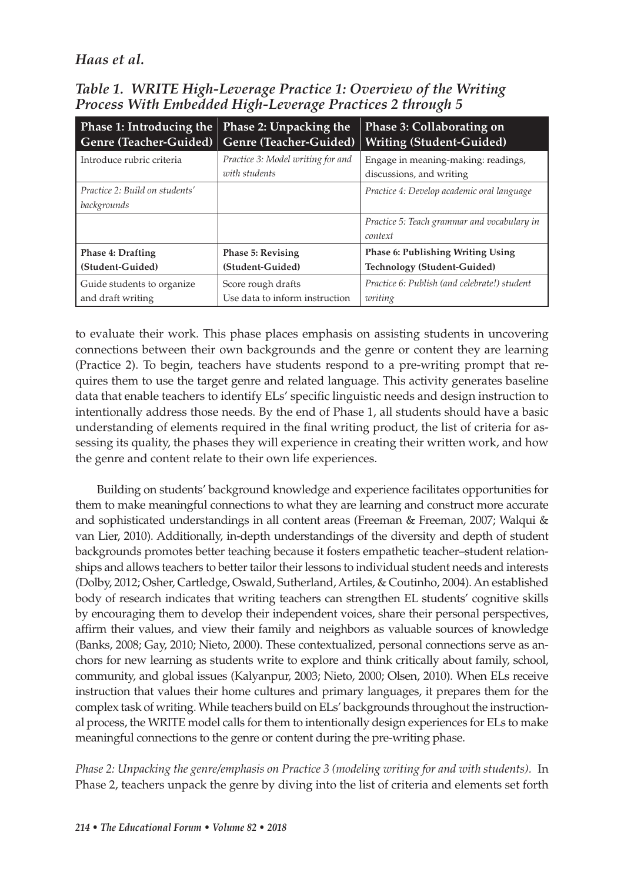*Table 1. WRITE High-Leverage Practice 1: Overview of the Writing Process With Embedded High-Leverage Practices 2 through 5*

| Phase 1: Introducing the Genre (Teacher-Guided) | Phase 2: Unpacking the Genre (Teacher-Guided) | Phase 3: Collaborating on Writing (Student-Guided) |
|---|---|---|
| Introduce rubric criteria | *Practice 3: Model writing for and with students* | Engage in meaning-making: readings, discussions, and writing |
| *Practice 2: Build on students' backgrounds* | | *Practice 4: Develop academic oral language* |
| | | *Practice 5: Teach grammar and vocabulary in context* |
| **Phase 4: Drafting (Student-Guided)** | **Phase 5: Revising (Student-Guided)** | **Phase 6: Publishing Writing Using Technology (Student-Guided)** |
| Guide students to organize and draft writing | Score rough drafts<br>Use data to inform instruction | *Practice 6: Publish (and celebrate!) student writing* |

to evaluate their work. This phase places emphasis on assisting students in uncovering connections between their own backgrounds and the genre or content they are learning (Practice 2). To begin, teachers have students respond to a pre-writing prompt that requires them to use the target genre and related language. This activity generates baseline data that enable teachers to identify ELs' specific linguistic needs and design instruction to intentionally address those needs. By the end of Phase 1, all students should have a basic understanding of elements required in the final writing product, the list of criteria for assessing its quality, the phases they will experience in creating their written work, and how the genre and content relate to their own life experiences.

Building on students' background knowledge and experience facilitates opportunities for them to make meaningful connections to what they are learning and construct more accurate and sophisticated understandings in all content areas (Freeman & Freeman, 2007; Walqui & van Lier, 2010). Additionally, in-depth understandings of the diversity and depth of student backgrounds promotes better teaching because it fosters empathetic teacher–student relationships and allows teachers to better tailor their lessons to individual student needs and interests (Dolby, 2012; Osher, Cartledge, Oswald, Sutherland, Artiles, & Coutinho, 2004). An established body of research indicates that writing teachers can strengthen EL students' cognitive skills by encouraging them to develop their independent voices, share their personal perspectives, affirm their values, and view their family and neighbors as valuable sources of knowledge (Banks, 2008; Gay, 2010; Nieto, 2000). These contextualized, personal connections serve as anchors for new learning as students write to explore and think critically about family, school, community, and global issues (Kalyanpur, 2003; Nieto, 2000; Olsen, 2010). When ELs receive instruction that values their home cultures and primary languages, it prepares them for the complex task of writing. While teachers build on ELs' backgrounds throughout the instructional process, the WRITE model calls for them to intentionally design experiences for ELs to make meaningful connections to the genre or content during the pre-writing phase.

*Phase 2: Unpacking the genre/emphasis on Practice 3 (modeling writing for and with students).* In Phase 2, teachers unpack the genre by diving into the list of criteria and elements set forth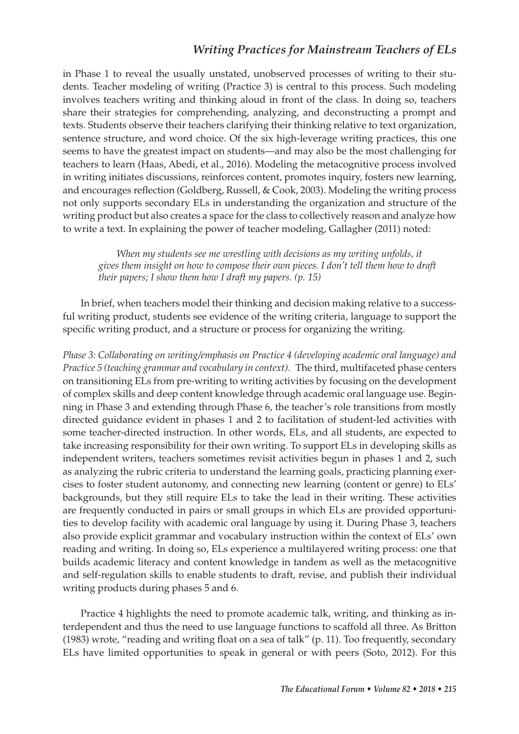in Phase 1 to reveal the usually unstated, unobserved processes of writing to their students. Teacher modeling of writing (Practice 3) is central to this process. Such modeling involves teachers writing and thinking aloud in front of the class. In doing so, teachers share their strategies for comprehending, analyzing, and deconstructing a prompt and texts. Students observe their teachers clarifying their thinking relative to text organization, sentence structure, and word choice. Of the six high-leverage writing practices, this one seems to have the greatest impact on students—and may also be the most challenging for teachers to learn (Haas, Abedi, et al., 2016). Modeling the metacognitive process involved in writing initiates discussions, reinforces content, promotes inquiry, fosters new learning, and encourages reflection (Goldberg, Russell, & Cook, 2003). Modeling the writing process not only supports secondary ELs in understanding the organization and structure of the writing product but also creates a space for the class to collectively reason and analyze how to write a text. In explaining the power of teacher modeling, Gallagher (2011) noted:

> *When my students see me wrestling with decisions as my writing unfolds, it gives them insight on how to compose their own pieces. I don't tell them how to draft their papers; I show them how I draft my papers. (p. 15)*

In brief, when teachers model their thinking and decision making relative to a successful writing product, students see evidence of the writing criteria, language to support the specific writing product, and a structure or process for organizing the writing.

*Phase 3: Collaborating on writing/emphasis on Practice 4 (developing academic oral language) and Practice 5 (teaching grammar and vocabulary in context).* The third, multifaceted phase centers on transitioning ELs from pre-writing to writing activities by focusing on the development of complex skills and deep content knowledge through academic oral language use. Beginning in Phase 3 and extending through Phase 6, the teacher's role transitions from mostly directed guidance evident in phases 1 and 2 to facilitation of student-led activities with some teacher-directed instruction. In other words, ELs, and all students, are expected to take increasing responsibility for their own writing. To support ELs in developing skills as independent writers, teachers sometimes revisit activities begun in phases 1 and 2, such as analyzing the rubric criteria to understand the learning goals, practicing planning exercises to foster student autonomy, and connecting new learning (content or genre) to ELs' backgrounds, but they still require ELs to take the lead in their writing. These activities are frequently conducted in pairs or small groups in which ELs are provided opportunities to develop facility with academic oral language by using it. During Phase 3, teachers also provide explicit grammar and vocabulary instruction within the context of ELs' own reading and writing. In doing so, ELs experience a multilayered writing process: one that builds academic literacy and content knowledge in tandem as well as the metacognitive and self-regulation skills to enable students to draft, revise, and publish their individual writing products during phases 5 and 6.

Practice 4 highlights the need to promote academic talk, writing, and thinking as interdependent and thus the need to use language functions to scaffold all three. As Britton (1983) wrote, "reading and writing float on a sea of talk" (p. 11). Too frequently, secondary ELs have limited opportunities to speak in general or with peers (Soto, 2012). For this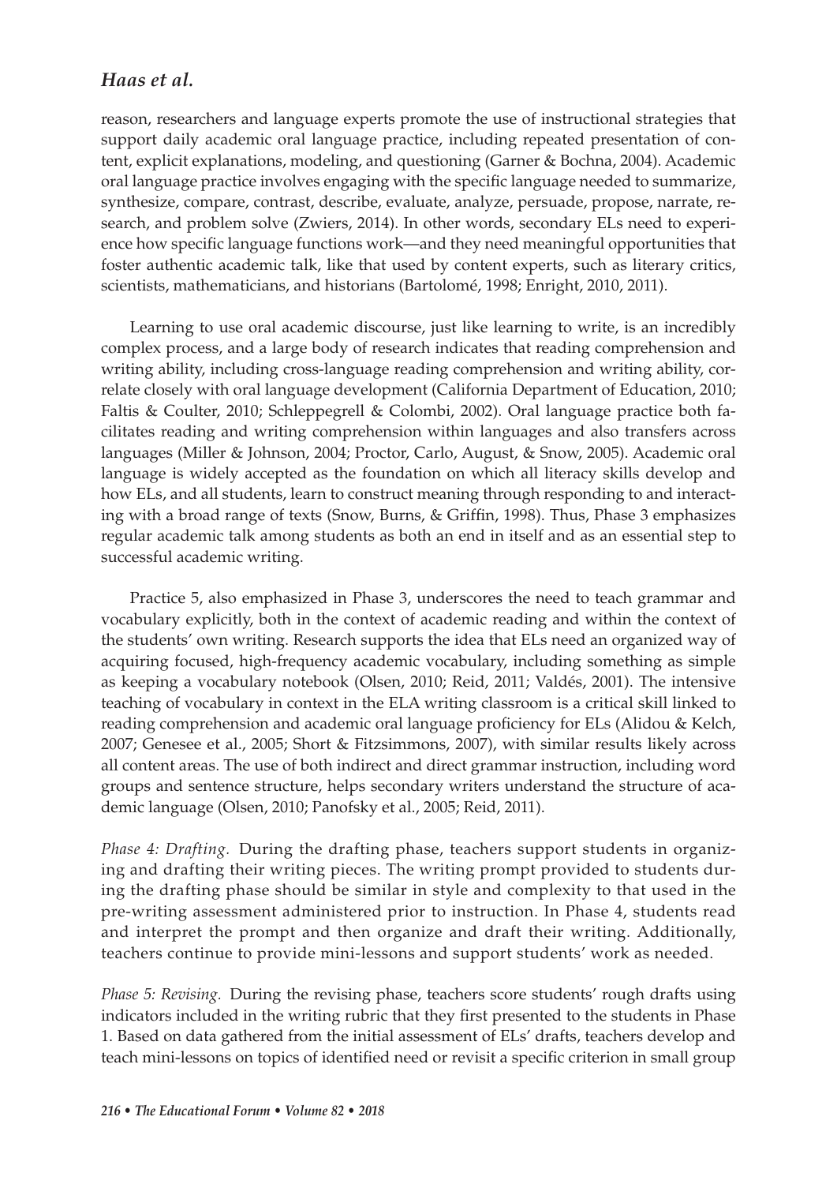reason, researchers and language experts promote the use of instructional strategies that support daily academic oral language practice, including repeated presentation of content, explicit explanations, modeling, and questioning (Garner & Bochna, 2004). Academic oral language practice involves engaging with the specific language needed to summarize, synthesize, compare, contrast, describe, evaluate, analyze, persuade, propose, narrate, research, and problem solve (Zwiers, 2014). In other words, secondary ELs need to experience how specific language functions work—and they need meaningful opportunities that foster authentic academic talk, like that used by content experts, such as literary critics, scientists, mathematicians, and historians (Bartolomé, 1998; Enright, 2010, 2011).

Learning to use oral academic discourse, just like learning to write, is an incredibly complex process, and a large body of research indicates that reading comprehension and writing ability, including cross-language reading comprehension and writing ability, correlate closely with oral language development (California Department of Education, 2010; Faltis & Coulter, 2010; Schleppegrell & Colombi, 2002). Oral language practice both facilitates reading and writing comprehension within languages and also transfers across languages (Miller & Johnson, 2004; Proctor, Carlo, August, & Snow, 2005). Academic oral language is widely accepted as the foundation on which all literacy skills develop and how ELs, and all students, learn to construct meaning through responding to and interacting with a broad range of texts (Snow, Burns, & Griffin, 1998). Thus, Phase 3 emphasizes regular academic talk among students as both an end in itself and as an essential step to successful academic writing.

Practice 5, also emphasized in Phase 3, underscores the need to teach grammar and vocabulary explicitly, both in the context of academic reading and within the context of the students' own writing. Research supports the idea that ELs need an organized way of acquiring focused, high-frequency academic vocabulary, including something as simple as keeping a vocabulary notebook (Olsen, 2010; Reid, 2011; Valdés, 2001). The intensive teaching of vocabulary in context in the ELA writing classroom is a critical skill linked to reading comprehension and academic oral language proficiency for ELs (Alidou & Kelch, 2007; Genesee et al., 2005; Short & Fitzsimmons, 2007), with similar results likely across all content areas. The use of both indirect and direct grammar instruction, including word groups and sentence structure, helps secondary writers understand the structure of academic language (Olsen, 2010; Panofsky et al., 2005; Reid, 2011).

*Phase 4: Drafting.* During the drafting phase, teachers support students in organizing and drafting their writing pieces. The writing prompt provided to students during the drafting phase should be similar in style and complexity to that used in the pre-writing assessment administered prior to instruction. In Phase 4, students read and interpret the prompt and then organize and draft their writing. Additionally, teachers continue to provide mini-lessons and support students' work as needed.

*Phase 5: Revising.* During the revising phase, teachers score students' rough drafts using indicators included in the writing rubric that they first presented to the students in Phase 1. Based on data gathered from the initial assessment of ELs' drafts, teachers develop and teach mini-lessons on topics of identified need or revisit a specific criterion in small group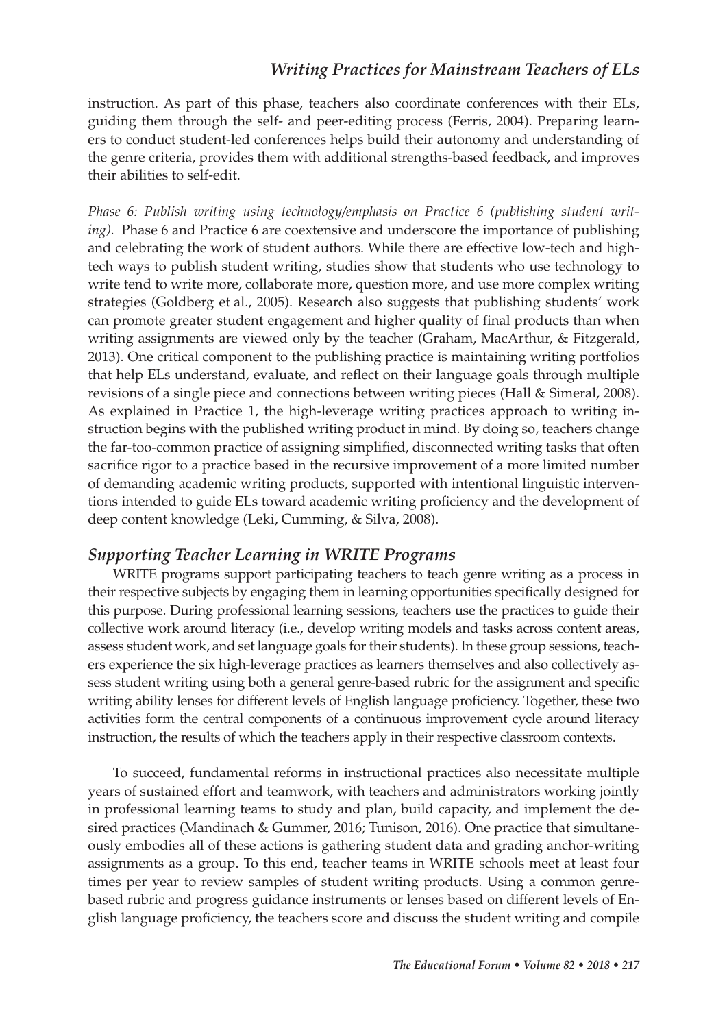instruction. As part of this phase, teachers also coordinate conferences with their ELs, guiding them through the self- and peer-editing process (Ferris, 2004). Preparing learners to conduct student-led conferences helps build their autonomy and understanding of the genre criteria, provides them with additional strengths-based feedback, and improves their abilities to self-edit.

*Phase 6: Publish writing using technology/emphasis on Practice 6 (publishing student writing).* Phase 6 and Practice 6 are coextensive and underscore the importance of publishing and celebrating the work of student authors. While there are effective low-tech and high-tech ways to publish student writing, studies show that students who use technology to write tend to write more, collaborate more, question more, and use more complex writing strategies (Goldberg et al., 2005). Research also suggests that publishing students' work can promote greater student engagement and higher quality of final products than when writing assignments are viewed only by the teacher (Graham, MacArthur, & Fitzgerald, 2013). One critical component to the publishing practice is maintaining writing portfolios that help ELs understand, evaluate, and reflect on their language goals through multiple revisions of a single piece and connections between writing pieces (Hall & Simeral, 2008). As explained in Practice 1, the high-leverage writing practices approach to writing instruction begins with the published writing product in mind. By doing so, teachers change the far-too-common practice of assigning simplified, disconnected writing tasks that often sacrifice rigor to a practice based in the recursive improvement of a more limited number of demanding academic writing products, supported with intentional linguistic interventions intended to guide ELs toward academic writing proficiency and the development of deep content knowledge (Leki, Cumming, & Silva, 2008).

## *Supporting Teacher Learning in WRITE Programs*

WRITE programs support participating teachers to teach genre writing as a process in their respective subjects by engaging them in learning opportunities specifically designed for this purpose. During professional learning sessions, teachers use the practices to guide their collective work around literacy (i.e., develop writing models and tasks across content areas, assess student work, and set language goals for their students). In these group sessions, teachers experience the six high-leverage practices as learners themselves and also collectively assess student writing using both a general genre-based rubric for the assignment and specific writing ability lenses for different levels of English language proficiency. Together, these two activities form the central components of a continuous improvement cycle around literacy instruction, the results of which the teachers apply in their respective classroom contexts.

To succeed, fundamental reforms in instructional practices also necessitate multiple years of sustained effort and teamwork, with teachers and administrators working jointly in professional learning teams to study and plan, build capacity, and implement the desired practices (Mandinach & Gummer, 2016; Tunison, 2016). One practice that simultaneously embodies all of these actions is gathering student data and grading anchor-writing assignments as a group. To this end, teacher teams in WRITE schools meet at least four times per year to review samples of student writing products. Using a common genre-based rubric and progress guidance instruments or lenses based on different levels of English language proficiency, the teachers score and discuss the student writing and compile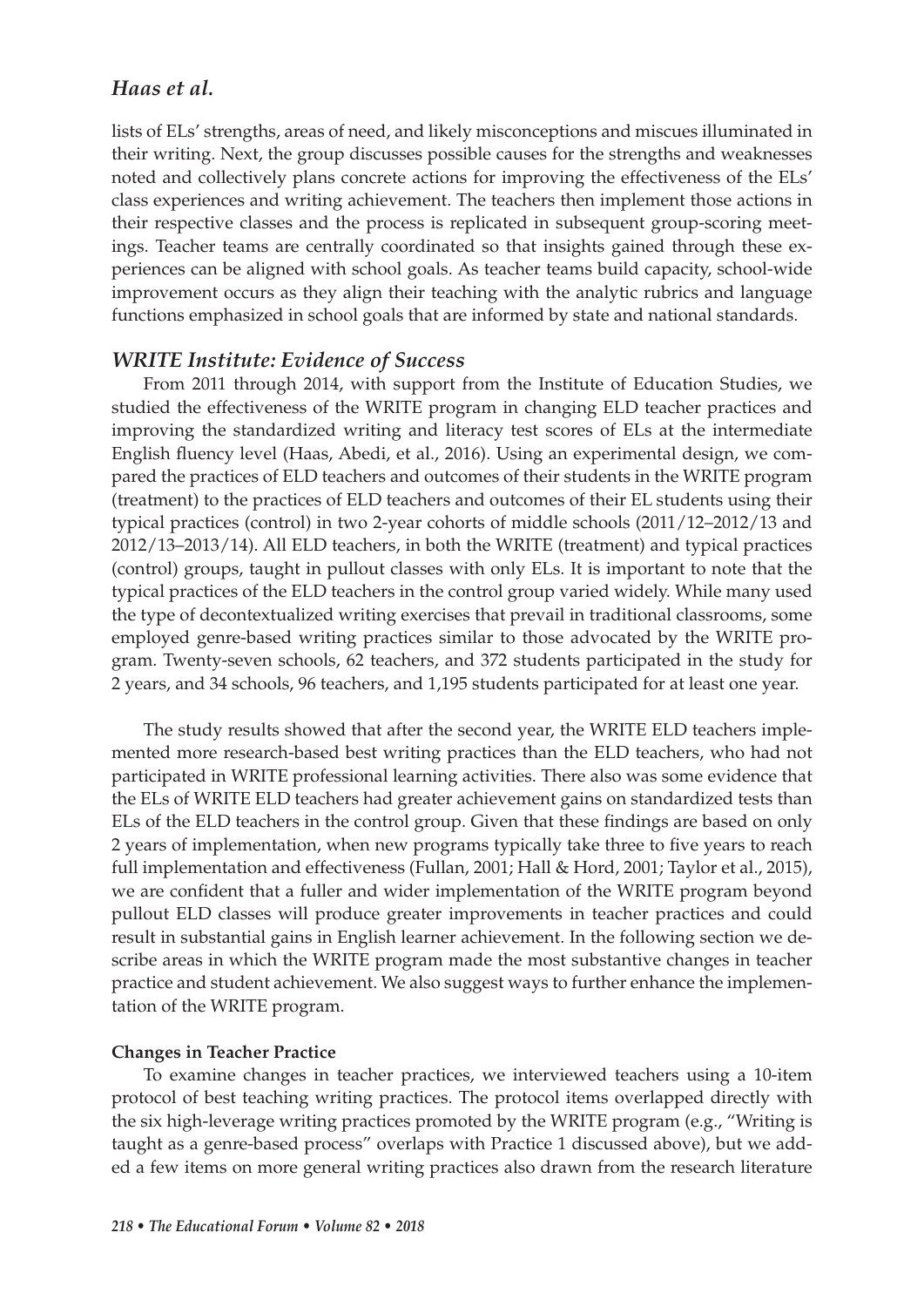lists of ELs' strengths, areas of need, and likely misconceptions and miscues illuminated in their writing. Next, the group discusses possible causes for the strengths and weaknesses noted and collectively plans concrete actions for improving the effectiveness of the ELs' class experiences and writing achievement. The teachers then implement those actions in their respective classes and the process is replicated in subsequent group-scoring meetings. Teacher teams are centrally coordinated so that insights gained through these experiences can be aligned with school goals. As teacher teams build capacity, school-wide improvement occurs as they align their teaching with the analytic rubrics and language functions emphasized in school goals that are informed by state and national standards.

### *WRITE Institute: Evidence of Success*

From 2011 through 2014, with support from the Institute of Education Studies, we studied the effectiveness of the WRITE program in changing ELD teacher practices and improving the standardized writing and literacy test scores of ELs at the intermediate English fluency level (Haas, Abedi, et al., 2016). Using an experimental design, we compared the practices of ELD teachers and outcomes of their students in the WRITE program (treatment) to the practices of ELD teachers and outcomes of their EL students using their typical practices (control) in two 2-year cohorts of middle schools (2011/12–2012/13 and 2012/13–2013/14). All ELD teachers, in both the WRITE (treatment) and typical practices (control) groups, taught in pullout classes with only ELs. It is important to note that the typical practices of the ELD teachers in the control group varied widely. While many used the type of decontextualized writing exercises that prevail in traditional classrooms, some employed genre-based writing practices similar to those advocated by the WRITE program. Twenty-seven schools, 62 teachers, and 372 students participated in the study for 2 years, and 34 schools, 96 teachers, and 1,195 students participated for at least one year.

The study results showed that after the second year, the WRITE ELD teachers implemented more research-based best writing practices than the ELD teachers, who had not participated in WRITE professional learning activities. There also was some evidence that the ELs of WRITE ELD teachers had greater achievement gains on standardized tests than ELs of the ELD teachers in the control group. Given that these findings are based on only 2 years of implementation, when new programs typically take three to five years to reach full implementation and effectiveness (Fullan, 2001; Hall & Hord, 2001; Taylor et al., 2015), we are confident that a fuller and wider implementation of the WRITE program beyond pullout ELD classes will produce greater improvements in teacher practices and could result in substantial gains in English learner achievement. In the following section we describe areas in which the WRITE program made the most substantive changes in teacher practice and student achievement. We also suggest ways to further enhance the implementation of the WRITE program.

**Changes in Teacher Practice**

To examine changes in teacher practices, we interviewed teachers using a 10-item protocol of best teaching writing practices. The protocol items overlapped directly with the six high-leverage writing practices promoted by the WRITE program (e.g., "Writing is taught as a genre-based process" overlaps with Practice 1 discussed above), but we added a few items on more general writing practices also drawn from the research literature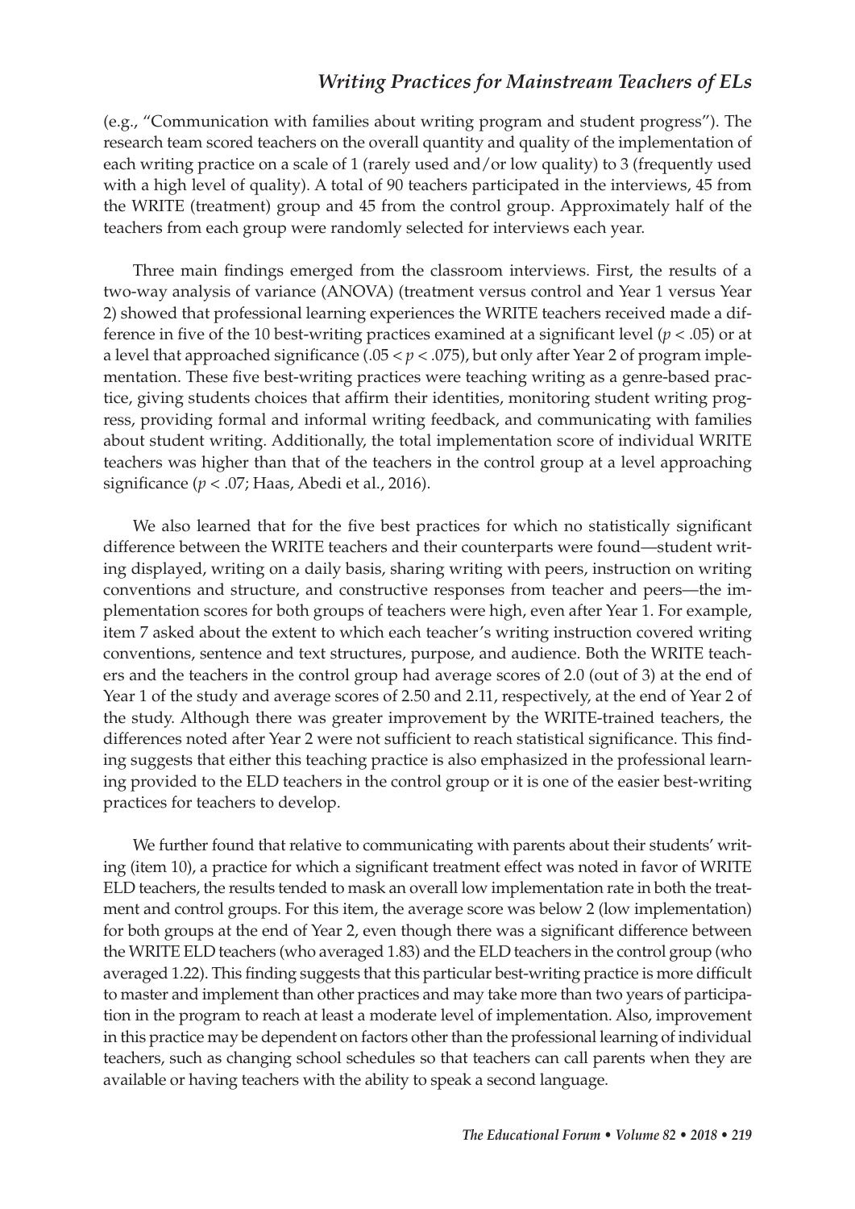(e.g., "Communication with families about writing program and student progress"). The research team scored teachers on the overall quantity and quality of the implementation of each writing practice on a scale of 1 (rarely used and/or low quality) to 3 (frequently used with a high level of quality). A total of 90 teachers participated in the interviews, 45 from the WRITE (treatment) group and 45 from the control group. Approximately half of the teachers from each group were randomly selected for interviews each year.

Three main findings emerged from the classroom interviews. First, the results of a two-way analysis of variance (ANOVA) (treatment versus control and Year 1 versus Year 2) showed that professional learning experiences the WRITE teachers received made a difference in five of the 10 best-writing practices examined at a significant level ($p < .05$) or at a level that approached significance ($.05 < p < .075$), but only after Year 2 of program implementation. These five best-writing practices were teaching writing as a genre-based practice, giving students choices that affirm their identities, monitoring student writing progress, providing formal and informal writing feedback, and communicating with families about student writing. Additionally, the total implementation score of individual WRITE teachers was higher than that of the teachers in the control group at a level approaching significance ($p < .07$; Haas, Abedi et al., 2016).

We also learned that for the five best practices for which no statistically significant difference between the WRITE teachers and their counterparts were found—student writing displayed, writing on a daily basis, sharing writing with peers, instruction on writing conventions and structure, and constructive responses from teacher and peers—the implementation scores for both groups of teachers were high, even after Year 1. For example, item 7 asked about the extent to which each teacher's writing instruction covered writing conventions, sentence and text structures, purpose, and audience. Both the WRITE teachers and the teachers in the control group had average scores of 2.0 (out of 3) at the end of Year 1 of the study and average scores of 2.50 and 2.11, respectively, at the end of Year 2 of the study. Although there was greater improvement by the WRITE-trained teachers, the differences noted after Year 2 were not sufficient to reach statistical significance. This finding suggests that either this teaching practice is also emphasized in the professional learning provided to the ELD teachers in the control group or it is one of the easier best-writing practices for teachers to develop.

We further found that relative to communicating with parents about their students' writing (item 10), a practice for which a significant treatment effect was noted in favor of WRITE ELD teachers, the results tended to mask an overall low implementation rate in both the treatment and control groups. For this item, the average score was below 2 (low implementation) for both groups at the end of Year 2, even though there was a significant difference between the WRITE ELD teachers (who averaged 1.83) and the ELD teachers in the control group (who averaged 1.22). This finding suggests that this particular best-writing practice is more difficult to master and implement than other practices and may take more than two years of participation in the program to reach at least a moderate level of implementation. Also, improvement in this practice may be dependent on factors other than the professional learning of individual teachers, such as changing school schedules so that teachers can call parents when they are available or having teachers with the ability to speak a second language.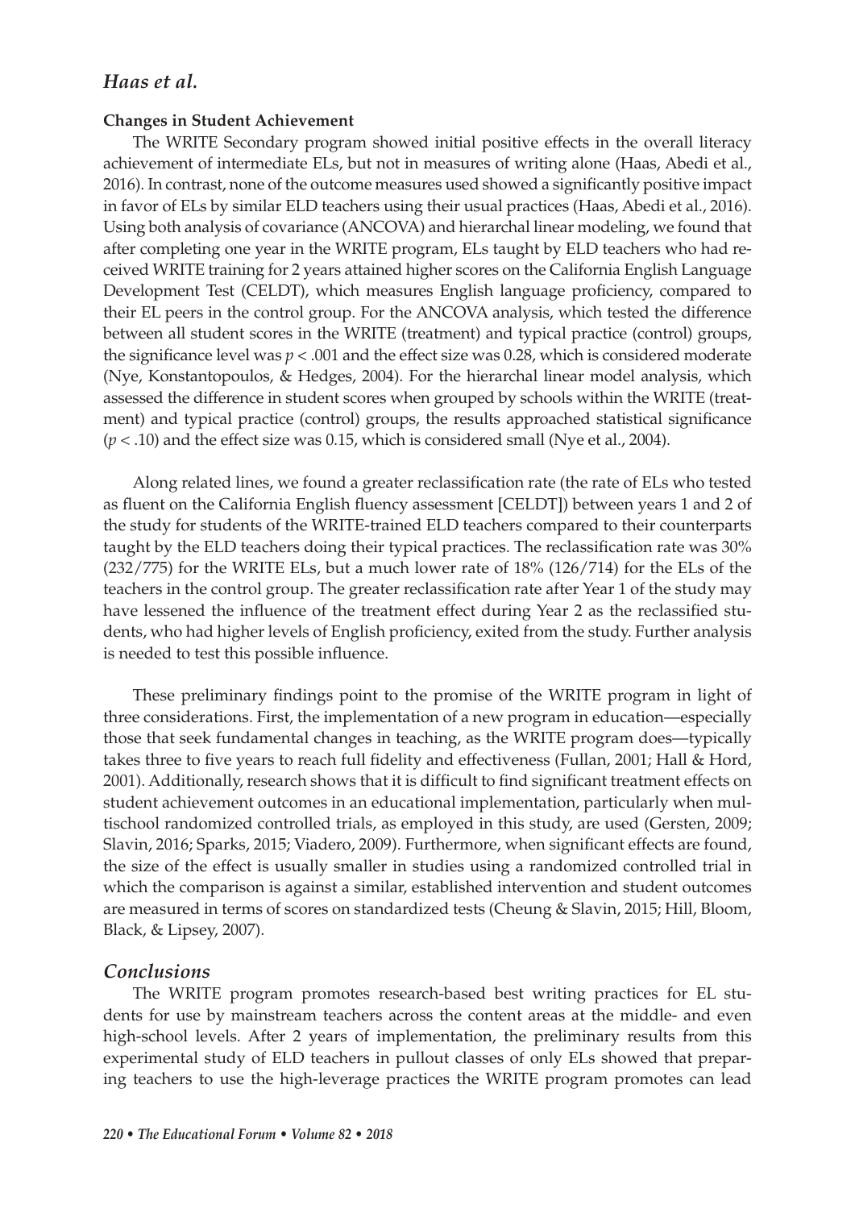**Changes in Student Achievement**

The WRITE Secondary program showed initial positive effects in the overall literacy achievement of intermediate ELs, but not in measures of writing alone (Haas, Abedi et al., 2016). In contrast, none of the outcome measures used showed a significantly positive impact in favor of ELs by similar ELD teachers using their usual practices (Haas, Abedi et al., 2016). Using both analysis of covariance (ANCOVA) and hierarchal linear modeling, we found that after completing one year in the WRITE program, ELs taught by ELD teachers who had received WRITE training for 2 years attained higher scores on the California English Language Development Test (CELDT), which measures English language proficiency, compared to their EL peers in the control group. For the ANCOVA analysis, which tested the difference between all student scores in the WRITE (treatment) and typical practice (control) groups, the significance level was $p < .001$ and the effect size was 0.28, which is considered moderate (Nye, Konstantopoulos, & Hedges, 2004). For the hierarchal linear model analysis, which assessed the difference in student scores when grouped by schools within the WRITE (treatment) and typical practice (control) groups, the results approached statistical significance ($p < .10$) and the effect size was 0.15, which is considered small (Nye et al., 2004).

Along related lines, we found a greater reclassification rate (the rate of ELs who tested as fluent on the California English fluency assessment [CELDT]) between years 1 and 2 of the study for students of the WRITE-trained ELD teachers compared to their counterparts taught by the ELD teachers doing their typical practices. The reclassification rate was 30% (232/775) for the WRITE ELs, but a much lower rate of 18% (126/714) for the ELs of the teachers in the control group. The greater reclassification rate after Year 1 of the study may have lessened the influence of the treatment effect during Year 2 as the reclassified students, who had higher levels of English proficiency, exited from the study. Further analysis is needed to test this possible influence.

These preliminary findings point to the promise of the WRITE program in light of three considerations. First, the implementation of a new program in education—especially those that seek fundamental changes in teaching, as the WRITE program does—typically takes three to five years to reach full fidelity and effectiveness (Fullan, 2001; Hall & Hord, 2001). Additionally, research shows that it is difficult to find significant treatment effects on student achievement outcomes in an educational implementation, particularly when multischool randomized controlled trials, as employed in this study, are used (Gersten, 2009; Slavin, 2016; Sparks, 2015; Viadero, 2009). Furthermore, when significant effects are found, the size of the effect is usually smaller in studies using a randomized controlled trial in which the comparison is against a similar, established intervention and student outcomes are measured in terms of scores on standardized tests (Cheung & Slavin, 2015; Hill, Bloom, Black, & Lipsey, 2007).

## *Conclusions*

The WRITE program promotes research-based best writing practices for EL students for use by mainstream teachers across the content areas at the middle- and even high-school levels. After 2 years of implementation, the preliminary results from this experimental study of ELD teachers in pullout classes of only ELs showed that preparing teachers to use the high-leverage practices the WRITE program promotes can lead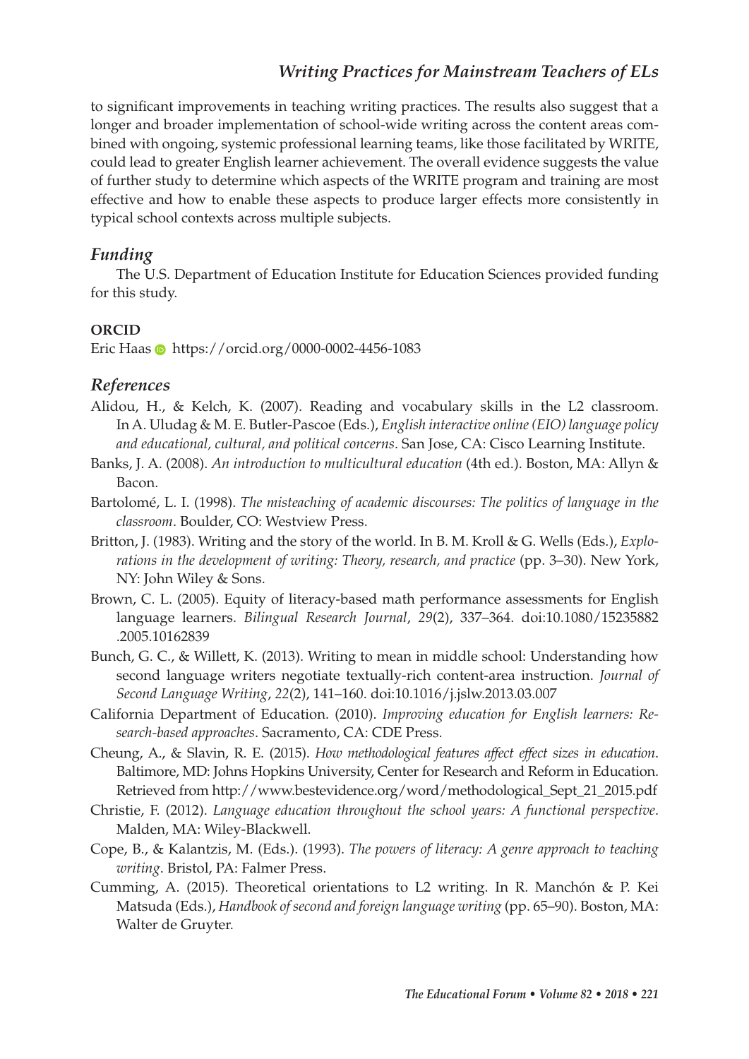to significant improvements in teaching writing practices. The results also suggest that a longer and broader implementation of school-wide writing across the content areas combined with ongoing, systemic professional learning teams, like those facilitated by WRITE, could lead to greater English learner achievement. The overall evidence suggests the value of further study to determine which aspects of the WRITE program and training are most effective and how to enable these aspects to produce larger effects more consistently in typical school contexts across multiple subjects.

## *Funding*

The U.S. Department of Education Institute for Education Sciences provided funding for this study.

### ORCID

Eric Haas https://orcid.org/0000-0002-4456-1083

## *References*

Alidou, H., & Kelch, K. (2007). Reading and vocabulary skills in the L2 classroom. In A. Uludag & M. E. Butler-Pascoe (Eds.), *English interactive online (EIO) language policy and educational, cultural, and political concerns*. San Jose, CA: Cisco Learning Institute.

Banks, J. A. (2008). *An introduction to multicultural education* (4th ed.). Boston, MA: Allyn & Bacon.

Bartolomé, L. I. (1998). *The misteaching of academic discourses: The politics of language in the classroom*. Boulder, CO: Westview Press.

Britton, J. (1983). Writing and the story of the world. In B. M. Kroll & G. Wells (Eds.), *Explorations in the development of writing: Theory, research, and practice* (pp. 3–30). New York, NY: John Wiley & Sons.

Brown, C. L. (2005). Equity of literacy-based math performance assessments for English language learners. *Bilingual Research Journal*, *29*(2), 337–364. doi:10.1080/15235882.2005.10162839

Bunch, G. C., & Willett, K. (2013). Writing to mean in middle school: Understanding how second language writers negotiate textually-rich content-area instruction. *Journal of Second Language Writing*, *22*(2), 141–160. doi:10.1016/j.jslw.2013.03.007

California Department of Education. (2010). *Improving education for English learners: Research-based approaches*. Sacramento, CA: CDE Press.

Cheung, A., & Slavin, R. E. (2015). *How methodological features affect effect sizes in education*. Baltimore, MD: Johns Hopkins University, Center for Research and Reform in Education. Retrieved from http://www.bestevidence.org/word/methodological_Sept_21_2015.pdf

Christie, F. (2012). *Language education throughout the school years: A functional perspective*. Malden, MA: Wiley-Blackwell.

Cope, B., & Kalantzis, M. (Eds.). (1993). *The powers of literacy: A genre approach to teaching writing*. Bristol, PA: Falmer Press.

Cumming, A. (2015). Theoretical orientations to L2 writing. In R. Manchón & P. Kei Matsuda (Eds.), *Handbook of second and foreign language writing* (pp. 65–90). Boston, MA: Walter de Gruyter.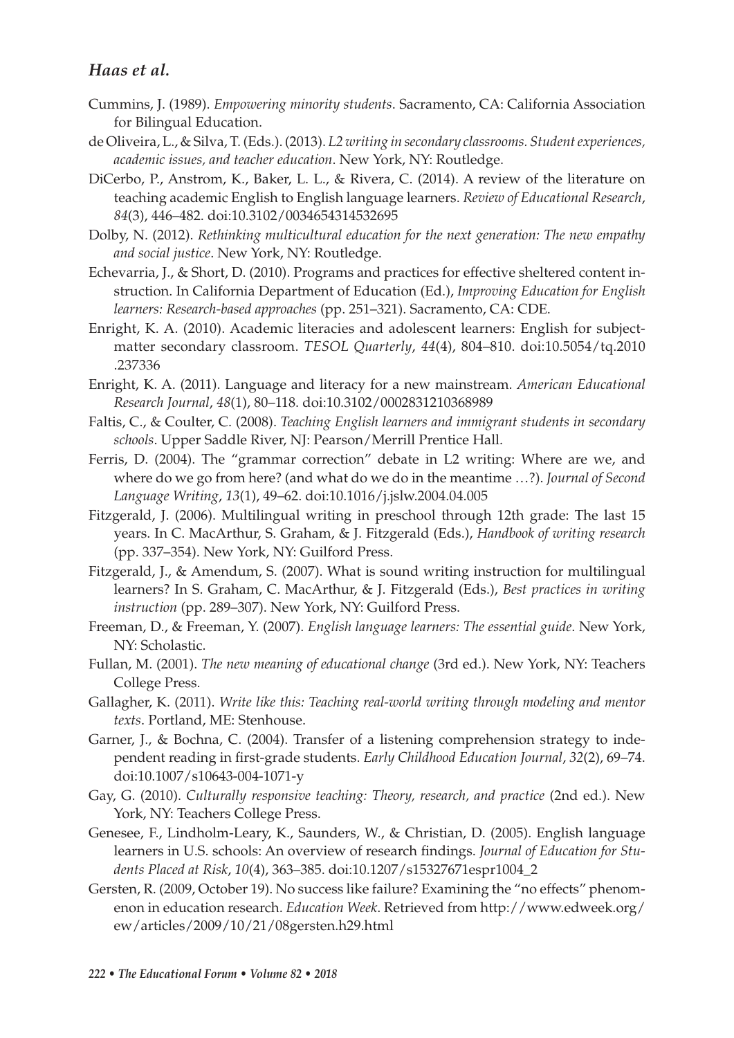Cummins, J. (1989). *Empowering minority students*. Sacramento, CA: California Association for Bilingual Education.

de Oliveira, L., & Silva, T. (Eds.). (2013). *L2 writing in secondary classrooms. Student experiences, academic issues, and teacher education*. New York, NY: Routledge.

DiCerbo, P., Anstrom, K., Baker, L. L., & Rivera, C. (2014). A review of the literature on teaching academic English to English language learners. *Review of Educational Research*, *84*(3), 446–482. doi:10.3102/0034654314532695

Dolby, N. (2012). *Rethinking multicultural education for the next generation: The new empathy and social justice*. New York, NY: Routledge.

Echevarria, J., & Short, D. (2010). Programs and practices for effective sheltered content instruction. In California Department of Education (Ed.), *Improving Education for English learners: Research-based approaches* (pp. 251–321). Sacramento, CA: CDE.

Enright, K. A. (2010). Academic literacies and adolescent learners: English for subject-matter secondary classroom. *TESOL Quarterly*, *44*(4), 804–810. doi:10.5054/tq.2010.237336

Enright, K. A. (2011). Language and literacy for a new mainstream. *American Educational Research Journal*, *48*(1), 80–118. doi:10.3102/0002831210368989

Faltis, C., & Coulter, C. (2008). *Teaching English learners and immigrant students in secondary schools*. Upper Saddle River, NJ: Pearson/Merrill Prentice Hall.

Ferris, D. (2004). The "grammar correction" debate in L2 writing: Where are we, and where do we go from here? (and what do we do in the meantime …?). *Journal of Second Language Writing*, *13*(1), 49–62. doi:10.1016/j.jslw.2004.04.005

Fitzgerald, J. (2006). Multilingual writing in preschool through 12th grade: The last 15 years. In C. MacArthur, S. Graham, & J. Fitzgerald (Eds.), *Handbook of writing research* (pp. 337–354). New York, NY: Guilford Press.

Fitzgerald, J., & Amendum, S. (2007). What is sound writing instruction for multilingual learners? In S. Graham, C. MacArthur, & J. Fitzgerald (Eds.), *Best practices in writing instruction* (pp. 289–307). New York, NY: Guilford Press.

Freeman, D., & Freeman, Y. (2007). *English language learners: The essential guide*. New York, NY: Scholastic.

Fullan, M. (2001). *The new meaning of educational change* (3rd ed.). New York, NY: Teachers College Press.

Gallagher, K. (2011). *Write like this: Teaching real-world writing through modeling and mentor texts*. Portland, ME: Stenhouse.

Garner, J., & Bochna, C. (2004). Transfer of a listening comprehension strategy to independent reading in first-grade students. *Early Childhood Education Journal*, *32*(2), 69–74. doi:10.1007/s10643-004-1071-y

Gay, G. (2010). *Culturally responsive teaching: Theory, research, and practice* (2nd ed.). New York, NY: Teachers College Press.

Genesee, F., Lindholm-Leary, K., Saunders, W., & Christian, D. (2005). English language learners in U.S. schools: An overview of research findings. *Journal of Education for Students Placed at Risk*, *10*(4), 363–385. doi:10.1207/s15327671espr1004_2

Gersten, R. (2009, October 19). No success like failure? Examining the "no effects" phenomenon in education research. *Education Week*. Retrieved from http://www.edweek.org/ew/articles/2009/10/21/08gersten.h29.html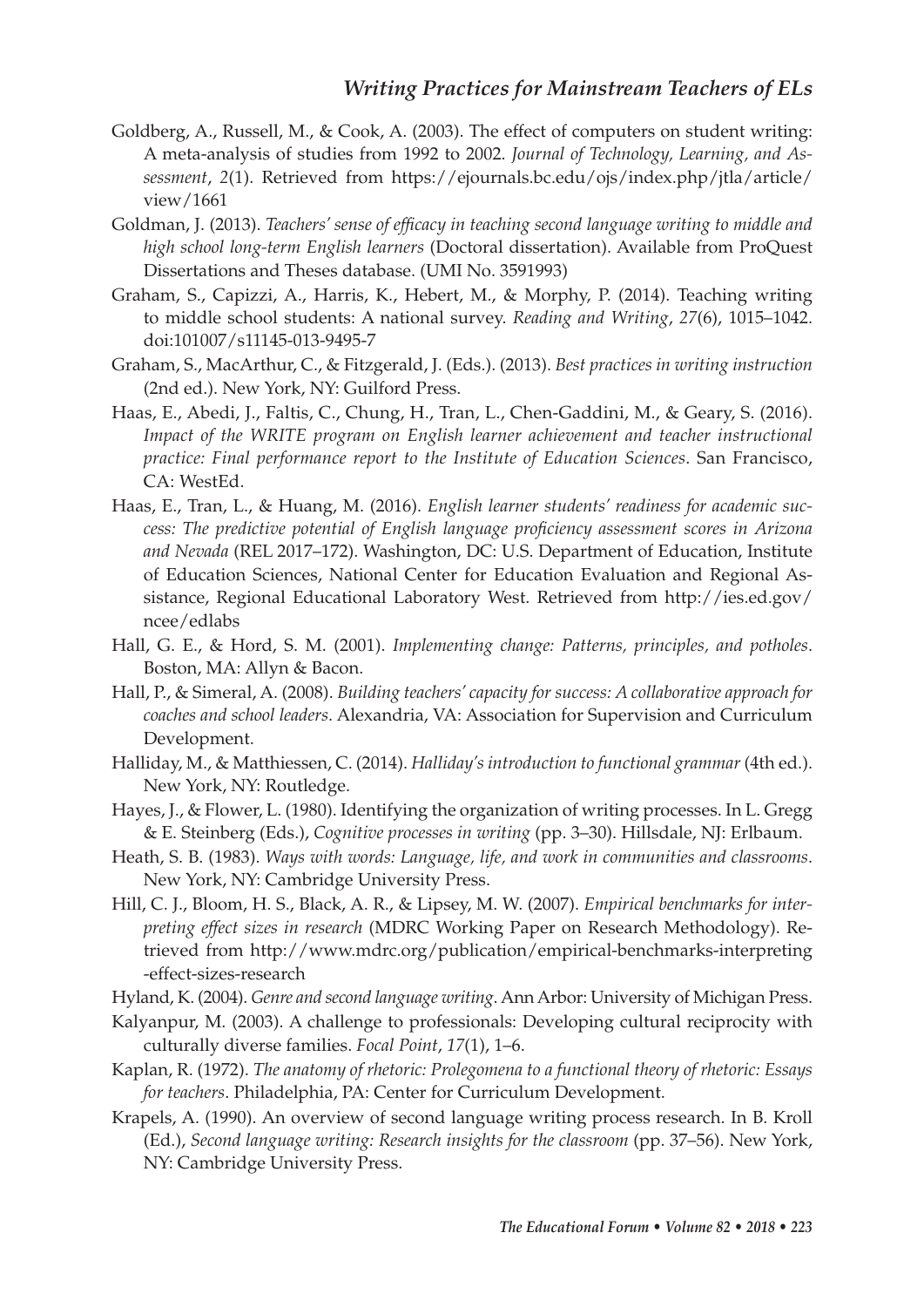Goldberg, A., Russell, M., & Cook, A. (2003). The effect of computers on student writing: A meta-analysis of studies from 1992 to 2002. *Journal of Technology, Learning, and Assessment*, *2*(1). Retrieved from https://ejournals.bc.edu/ojs/index.php/jtla/article/view/1661

Goldman, J. (2013). *Teachers' sense of efficacy in teaching second language writing to middle and high school long-term English learners* (Doctoral dissertation). Available from ProQuest Dissertations and Theses database. (UMI No. 3591993)

Graham, S., Capizzi, A., Harris, K., Hebert, M., & Morphy, P. (2014). Teaching writing to middle school students: A national survey. *Reading and Writing*, *27*(6), 1015–1042. doi:101007/s11145-013-9495-7

Graham, S., MacArthur, C., & Fitzgerald, J. (Eds.). (2013). *Best practices in writing instruction* (2nd ed.). New York, NY: Guilford Press.

Haas, E., Abedi, J., Faltis, C., Chung, H., Tran, L., Chen-Gaddini, M., & Geary, S. (2016). *Impact of the WRITE program on English learner achievement and teacher instructional practice: Final performance report to the Institute of Education Sciences*. San Francisco, CA: WestEd.

Haas, E., Tran, L., & Huang, M. (2016). *English learner students' readiness for academic success: The predictive potential of English language proficiency assessment scores in Arizona and Nevada* (REL 2017–172). Washington, DC: U.S. Department of Education, Institute of Education Sciences, National Center for Education Evaluation and Regional Assistance, Regional Educational Laboratory West. Retrieved from http://ies.ed.gov/ncee/edlabs

Hall, G. E., & Hord, S. M. (2001). *Implementing change: Patterns, principles, and potholes*. Boston, MA: Allyn & Bacon.

Hall, P., & Simeral, A. (2008). *Building teachers' capacity for success: A collaborative approach for coaches and school leaders*. Alexandria, VA: Association for Supervision and Curriculum Development.

Halliday, M., & Matthiessen, C. (2014). *Halliday's introduction to functional grammar* (4th ed.). New York, NY: Routledge.

Hayes, J., & Flower, L. (1980). Identifying the organization of writing processes. In L. Gregg & E. Steinberg (Eds.), *Cognitive processes in writing* (pp. 3–30). Hillsdale, NJ: Erlbaum.

Heath, S. B. (1983). *Ways with words: Language, life, and work in communities and classrooms*. New York, NY: Cambridge University Press.

Hill, C. J., Bloom, H. S., Black, A. R., & Lipsey, M. W. (2007). *Empirical benchmarks for interpreting effect sizes in research* (MDRC Working Paper on Research Methodology). Retrieved from http://www.mdrc.org/publication/empirical-benchmarks-interpreting-effect-sizes-research

Hyland, K. (2004). *Genre and second language writing*. Ann Arbor: University of Michigan Press.

Kalyanpur, M. (2003). A challenge to professionals: Developing cultural reciprocity with culturally diverse families. *Focal Point*, *17*(1), 1–6.

Kaplan, R. (1972). *The anatomy of rhetoric: Prolegomena to a functional theory of rhetoric: Essays for teachers*. Philadelphia, PA: Center for Curriculum Development.

Krapels, A. (1990). An overview of second language writing process research. In B. Kroll (Ed.), *Second language writing: Research insights for the classroom* (pp. 37–56). New York, NY: Cambridge University Press.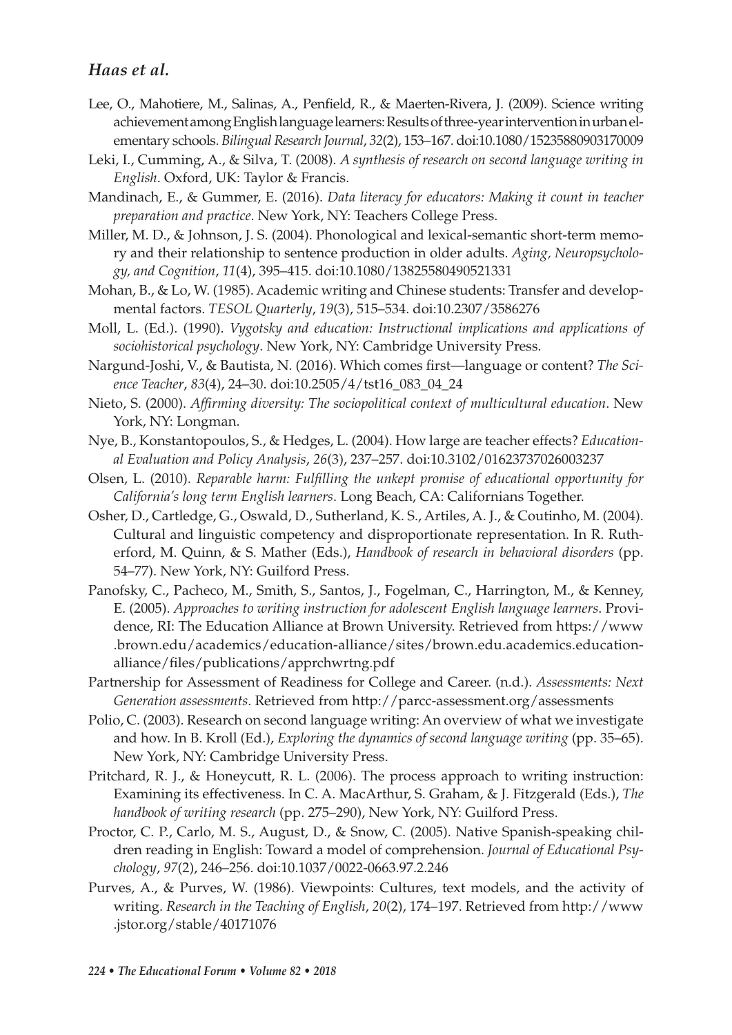Lee, O., Mahotiere, M., Salinas, A., Penfield, R., & Maerten-Rivera, J. (2009). Science writing achievement among English language learners: Results of three-year intervention in urban elementary schools. *Bilingual Research Journal*, *32*(2), 153–167. doi:10.1080/15235880903170009

Leki, I., Cumming, A., & Silva, T. (2008). *A synthesis of research on second language writing in English*. Oxford, UK: Taylor & Francis.

Mandinach, E., & Gummer, E. (2016). *Data literacy for educators: Making it count in teacher preparation and practice*. New York, NY: Teachers College Press.

Miller, M. D., & Johnson, J. S. (2004). Phonological and lexical-semantic short-term memory and their relationship to sentence production in older adults. *Aging, Neuropsychology, and Cognition*, *11*(4), 395–415. doi:10.1080/13825580490521331

Mohan, B., & Lo, W. (1985). Academic writing and Chinese students: Transfer and developmental factors. *TESOL Quarterly*, *19*(3), 515–534. doi:10.2307/3586276

Moll, L. (Ed.). (1990). *Vygotsky and education: Instructional implications and applications of sociohistorical psychology*. New York, NY: Cambridge University Press.

Nargund-Joshi, V., & Bautista, N. (2016). Which comes first—language or content? *The Science Teacher*, *83*(4), 24–30. doi:10.2505/4/tst16_083_04_24

Nieto, S. (2000). *Affirming diversity: The sociopolitical context of multicultural education*. New York, NY: Longman.

Nye, B., Konstantopoulos, S., & Hedges, L. (2004). How large are teacher effects? *Educational Evaluation and Policy Analysis*, *26*(3), 237–257. doi:10.3102/01623737026003237

Olsen, L. (2010). *Reparable harm: Fulfilling the unkept promise of educational opportunity for California's long term English learners*. Long Beach, CA: Californians Together.

Osher, D., Cartledge, G., Oswald, D., Sutherland, K. S., Artiles, A. J., & Coutinho, M. (2004). Cultural and linguistic competency and disproportionate representation. In R. Rutherford, M. Quinn, & S. Mather (Eds.), *Handbook of research in behavioral disorders* (pp. 54–77). New York, NY: Guilford Press.

Panofsky, C., Pacheco, M., Smith, S., Santos, J., Fogelman, C., Harrington, M., & Kenney, E. (2005). *Approaches to writing instruction for adolescent English language learners*. Providence, RI: The Education Alliance at Brown University. Retrieved from https://www.brown.edu/academics/education-alliance/sites/brown.edu.academics.education-alliance/files/publications/apprchwrtng.pdf

Partnership for Assessment of Readiness for College and Career. (n.d.). *Assessments: Next Generation assessments*. Retrieved from http://parcc-assessment.org/assessments

Polio, C. (2003). Research on second language writing: An overview of what we investigate and how. In B. Kroll (Ed.), *Exploring the dynamics of second language writing* (pp. 35–65). New York, NY: Cambridge University Press.

Pritchard, R. J., & Honeycutt, R. L. (2006). The process approach to writing instruction: Examining its effectiveness. In C. A. MacArthur, S. Graham, & J. Fitzgerald (Eds.), *The handbook of writing research* (pp. 275–290), New York, NY: Guilford Press.

Proctor, C. P., Carlo, M. S., August, D., & Snow, C. (2005). Native Spanish-speaking children reading in English: Toward a model of comprehension. *Journal of Educational Psychology*, *97*(2), 246–256. doi:10.1037/0022-0663.97.2.246

Purves, A., & Purves, W. (1986). Viewpoints: Cultures, text models, and the activity of writing. *Research in the Teaching of English*, *20*(2), 174–197. Retrieved from http://www.jstor.org/stable/40171076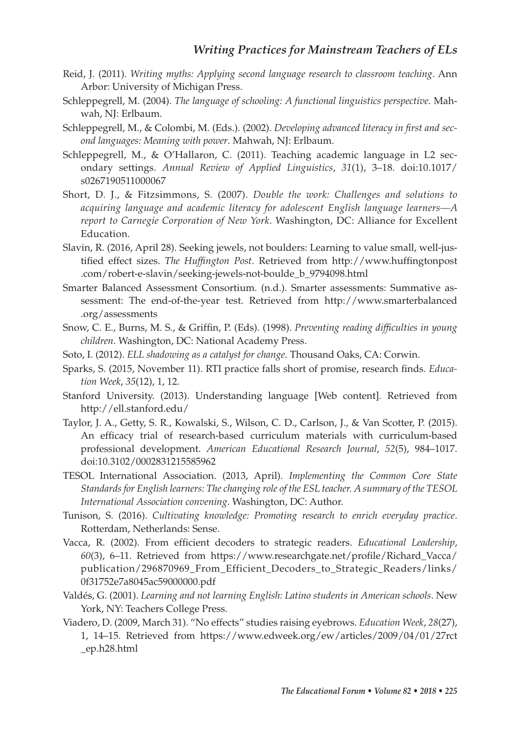Reid, J. (2011). *Writing myths: Applying second language research to classroom teaching*. Ann Arbor: University of Michigan Press.

Schleppegrell, M. (2004). *The language of schooling: A functional linguistics perspective*. Mahwah, NJ: Erlbaum.

Schleppegrell, M., & Colombi, M. (Eds.). (2002). *Developing advanced literacy in first and second languages: Meaning with power*. Mahwah, NJ: Erlbaum.

Schleppegrell, M., & O'Hallaron, C. (2011). Teaching academic language in L2 secondary settings. *Annual Review of Applied Linguistics*, *31*(1), 3–18. doi:10.1017/s0267190511000067

Short, D. J., & Fitzsimmons, S. (2007). *Double the work: Challenges and solutions to acquiring language and academic literacy for adolescent English language learners—A report to Carnegie Corporation of New York*. Washington, DC: Alliance for Excellent Education.

Slavin, R. (2016, April 28). Seeking jewels, not boulders: Learning to value small, well-justified effect sizes. *The Huffington Post*. Retrieved from http://www.huffingtonpost.com/robert-e-slavin/seeking-jewels-not-boulde_b_9794098.html

Smarter Balanced Assessment Consortium. (n.d.). Smarter assessments: Summative assessment: The end-of-the-year test. Retrieved from http://www.smarterbalanced.org/assessments

Snow, C. E., Burns, M. S., & Griffin, P. (Eds). (1998). *Preventing reading difficulties in young children*. Washington, DC: National Academy Press.

Soto, I. (2012). *ELL shadowing as a catalyst for change*. Thousand Oaks, CA: Corwin.

Sparks, S. (2015, November 11). RTI practice falls short of promise, research finds. *Education Week*, *35*(12), 1, 12.

Stanford University. (2013). Understanding language [Web content]. Retrieved from http://ell.stanford.edu/

Taylor, J. A., Getty, S. R., Kowalski, S., Wilson, C. D., Carlson, J., & Van Scotter, P. (2015). An efficacy trial of research-based curriculum materials with curriculum-based professional development. *American Educational Research Journal*, *52*(5), 984–1017. doi:10.3102/0002831215585962

TESOL International Association. (2013, April). *Implementing the Common Core State Standards for English learners: The changing role of the ESL teacher. A summary of the TESOL International Association convening*. Washington, DC: Author.

Tunison, S. (2016). *Cultivating knowledge: Promoting research to enrich everyday practice*. Rotterdam, Netherlands: Sense.

Vacca, R. (2002). From efficient decoders to strategic readers. *Educational Leadership*, *60*(3), 6–11. Retrieved from https://www.researchgate.net/profile/Richard_Vacca/publication/296870969_From_Efficient_Decoders_to_Strategic_Readers/links/0f31752e7a8045ac59000000.pdf

Valdés, G. (2001). *Learning and not learning English: Latino students in American schools*. New York, NY: Teachers College Press.

Viadero, D. (2009, March 31). "No effects" studies raising eyebrows. *Education Week*, *28*(27), 1, 14–15. Retrieved from https://www.edweek.org/ew/articles/2009/04/01/27rct_ep.h28.html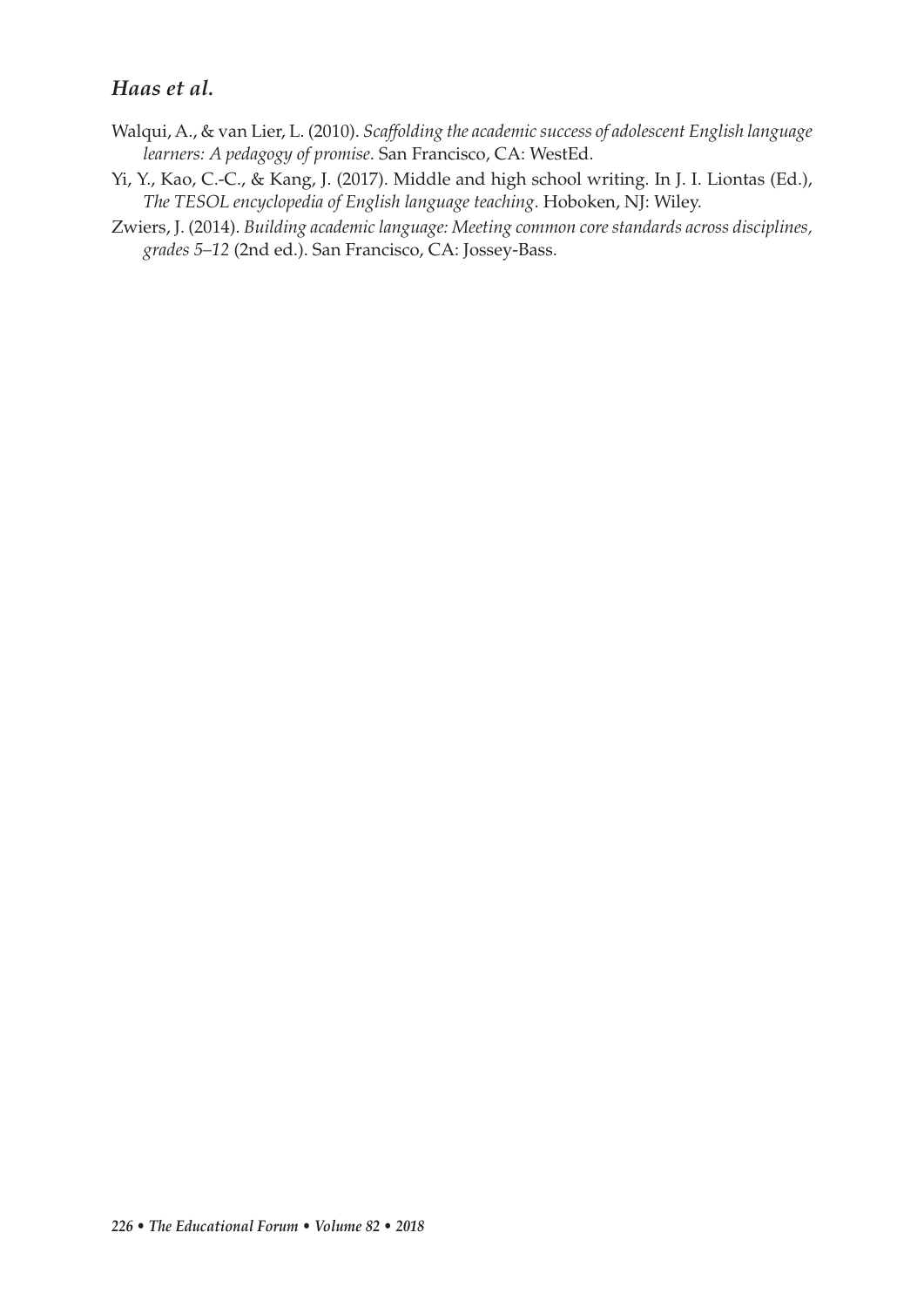Walqui, A., & van Lier, L. (2010). *Scaffolding the academic success of adolescent English language learners: A pedagogy of promise*. San Francisco, CA: WestEd.

Yi, Y., Kao, C.-C., & Kang, J. (2017). Middle and high school writing. In J. I. Liontas (Ed.), *The TESOL encyclopedia of English language teaching*. Hoboken, NJ: Wiley.

Zwiers, J. (2014). *Building academic language: Meeting common core standards across disciplines, grades 5–12* (2nd ed.). San Francisco, CA: Jossey-Bass.